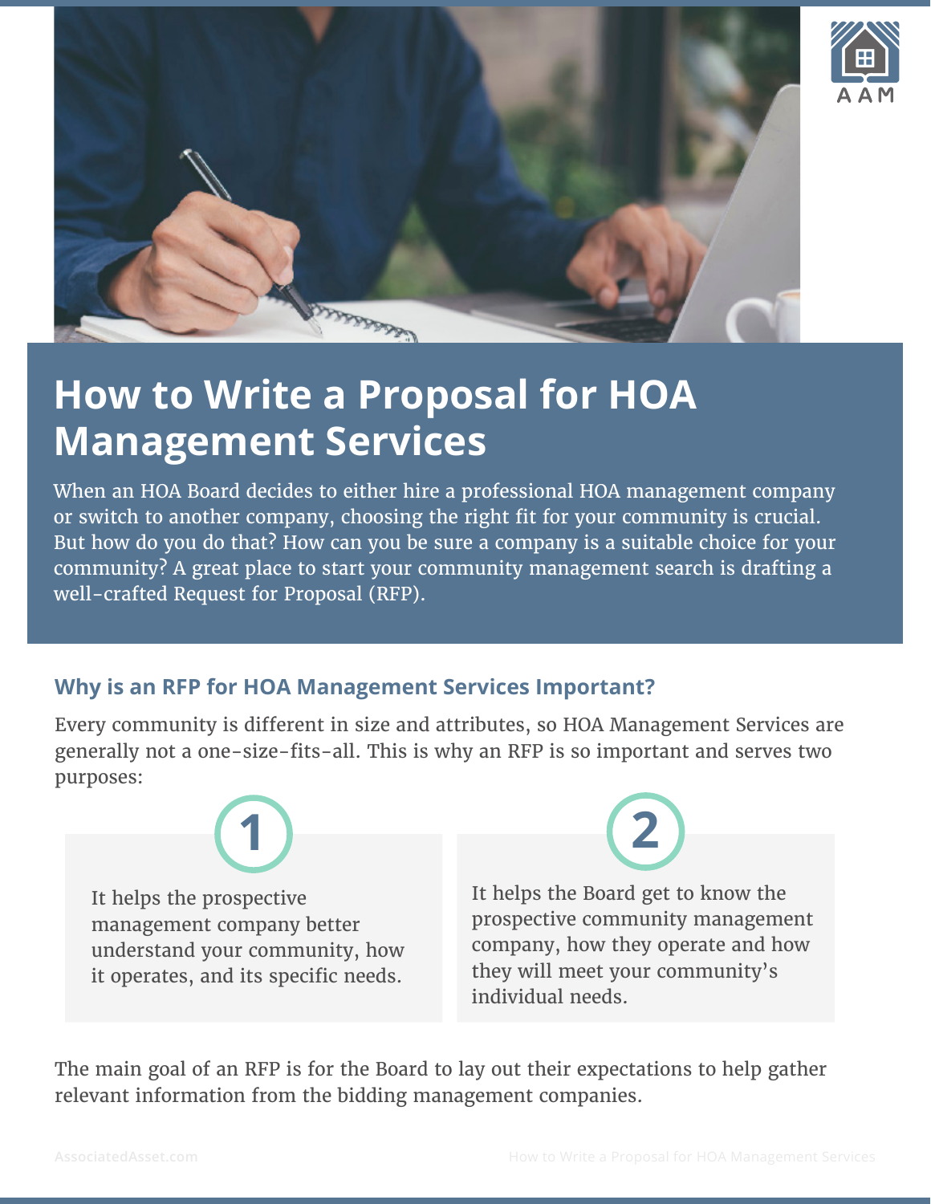# How to Write a Proposal for HOA Management Services

When an HOA Board decides to either hire a professional HOA management company or switch to another company, choosing the right fit for your community is crucial. But how do you do that? How can you be sure a company is a suitable choice for your community? A great place to start your community management search is drafting a well-crafted Request for Proposal (RFP).

## Why is an RFP for HOA Management Services Important?

Every community is different in size and attributes, so HOA Management Services are generally not a one-size-fits-all. This is why an RFP is so important and serves two purposes:

1. It helps the prospective management company better understand your community, how it operates, and its specific needs.

2. It helps the Board get to know the prospective community management company, how they operate and how they will meet your community's individual needs.

The main goal of an RFP is for the Board to lay out their expectations to help gather relevant information from the bidding management companies.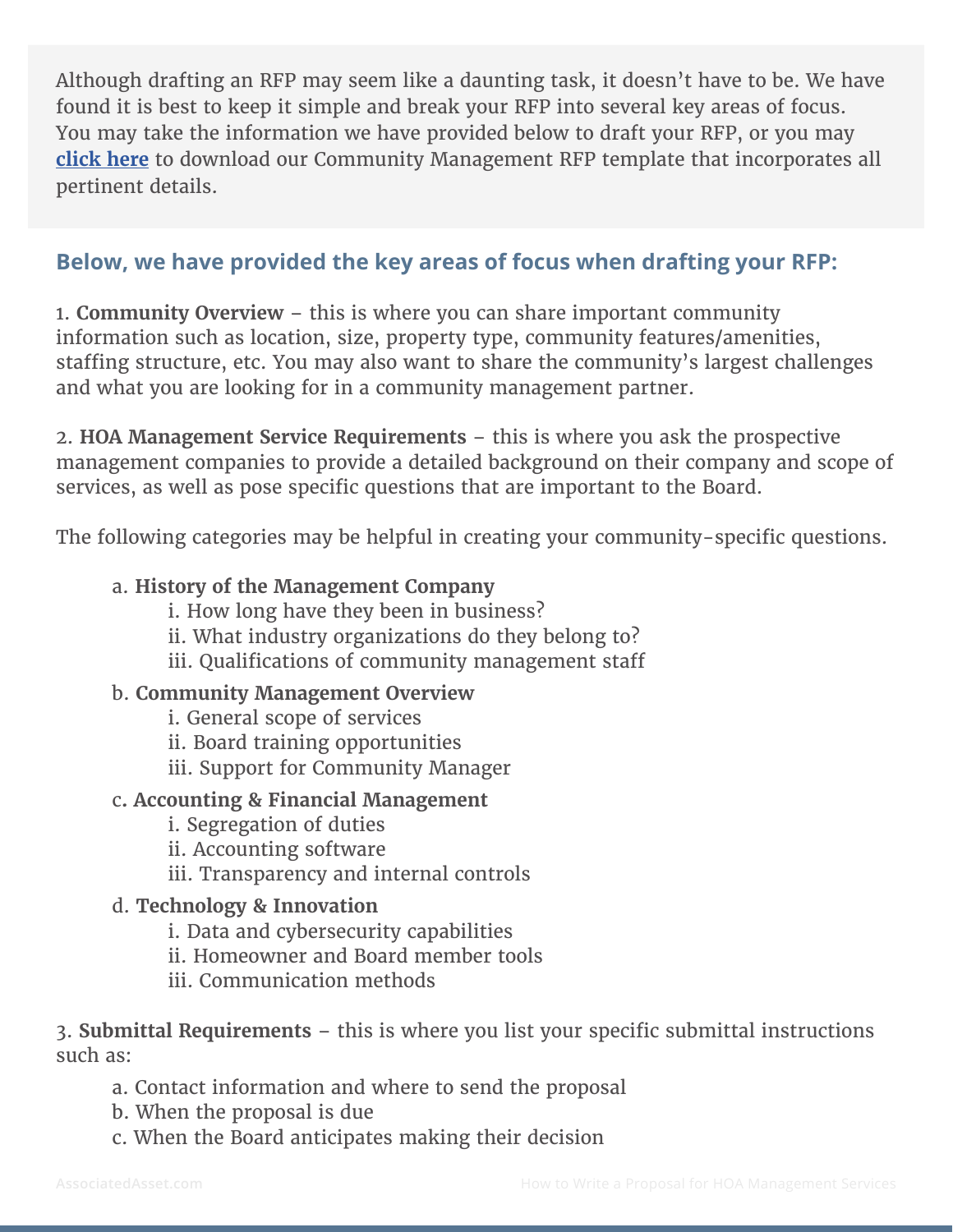Although drafting an RFP may seem like a daunting task, it doesn't have to be. We have found it is best to keep it simple and break your RFP into several key areas of focus. You may take the information we have provided below to draft your RFP, or you may **click here** to download our Community Management RFP template that incorporates all pertinent details.

## Below, we have provided the key areas of focus when drafting your RFP:

1. **Community Overview** – this is where you can share important community information such as location, size, property type, community features/amenities, staffing structure, etc. You may also want to share the community's largest challenges and what you are looking for in a community management partner.

2. **HOA Management Service Requirements** – this is where you ask the prospective management companies to provide a detailed background on their company and scope of services, as well as pose specific questions that are important to the Board.

The following categories may be helpful in creating your community-specific questions.

   a. **History of the Management Company**
      i. How long have they been in business?
      ii. What industry organizations do they belong to?
      iii. Qualifications of community management staff

   b. **Community Management Overview**
      i. General scope of services
      ii. Board training opportunities
      iii. Support for Community Manager

   c. **Accounting & Financial Management**
      i. Segregation of duties
      ii. Accounting software
      iii. Transparency and internal controls

   d. **Technology & Innovation**
      i. Data and cybersecurity capabilities
      ii. Homeowner and Board member tools
      iii. Communication methods

3. **Submittal Requirements** – this is where you list your specific submittal instructions such as:

   a. Contact information and where to send the proposal
   b. When the proposal is due
   c. When the Board anticipates making their decision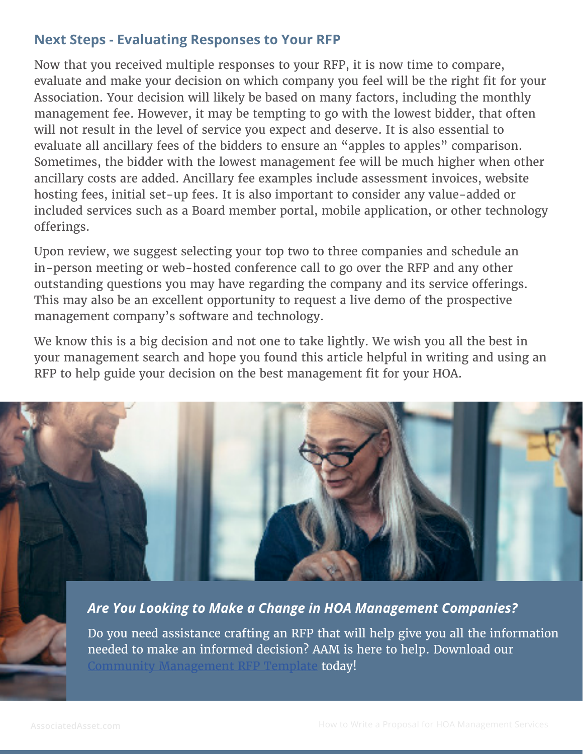## Next Steps - Evaluating Responses to Your RFP

Now that you received multiple responses to your RFP, it is now time to compare, evaluate and make your decision on which company you feel will be the right fit for your Association. Your decision will likely be based on many factors, including the monthly management fee. However, it may be tempting to go with the lowest bidder, that often will not result in the level of service you expect and deserve. It is also essential to evaluate all ancillary fees of the bidders to ensure an "apples to apples" comparison. Sometimes, the bidder with the lowest management fee will be much higher when other ancillary costs are added. Ancillary fee examples include assessment invoices, website hosting fees, initial set-up fees. It is also important to consider any value-added or included services such as a Board member portal, mobile application, or other technology offerings.

Upon review, we suggest selecting your top two to three companies and schedule an in-person meeting or web-hosted conference call to go over the RFP and any other outstanding questions you may have regarding the company and its service offerings. This may also be an excellent opportunity to request a live demo of the prospective management company's software and technology.

We know this is a big decision and not one to take lightly. We wish you all the best in your management search and hope you found this article helpful in writing and using an RFP to help guide your decision on the best management fit for your HOA.

### *Are You Looking to Make a Change in HOA Management Companies?*

Do you need assistance crafting an RFP that will help give you all the information needed to make an informed decision? AAM is here to help. Download our Community Management RFP Template today!